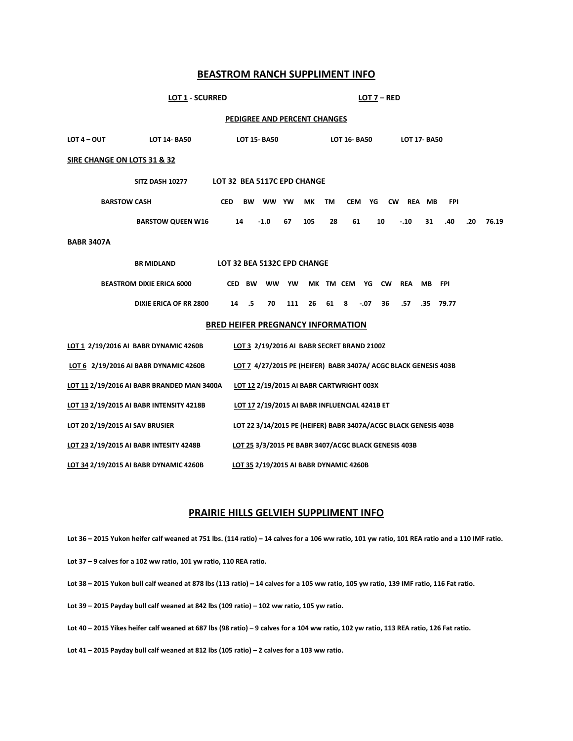## BEASTROM RANCH SUPPLIMENT INFO

**LOT 1 - SCURRED** **LOT 7 – RED**

**PEDIGREE AND PERCENT CHANGES**

**LOT 4 – OUT** **LOT 14- BA50** **LOT 15- BA50** **LOT 16- BA50** **LOT 17- BA50**

**SIRE CHANGE ON LOTS 31 & 32**

**SITZ DASH 10277**

**BARSTOW CASH**

**BARSTOW QUEEN W16**

**LOT 32 BEA 5117C EPD CHANGE**

| CED | BW | WW | YW | MK | TM | CEM | YG | CW | REA | MB | FPI |
|---|---|---|---|---|---|---|---|---|---|---|---|
| 14 | -1.0 | 67 | 105 | 28 | 61 | 10 | -.10 | 31 | .40 | .20 | 76.19 |

**BABR 3407A**

**BR MIDLAND**

**BEASTROM DIXIE ERICA 6000**

**DIXIE ERICA OF RR 2800**

**LOT 32 BEA 5132C EPD CHANGE**

| CED | BW | WW | YW | MK | TM | CEM | YG | CW | REA | MB | FPI |
|---|---|---|---|---|---|---|---|---|---|---|---|
| 14 | .5 | 70 | 111 | 26 | 61 | 8 | -.07 | 36 | .57 | .35 | 79.77 |

**BRED HEIFER PREGNANCY INFORMATION**

**LOT 1 2/19/2016 AI BABR DYNAMIC 4260B**

**LOT 3 2/19/2016 AI BABR SECRET BRAND 2100Z**

**LOT 6 2/19/2016 AI BABR DYNAMIC 4260B**

**LOT 7 4/27/2015 PE (HEIFER) BABR 3407A/ ACGC BLACK GENESIS 403B**

**LOT 11 2/19/2016 AI BABR BRANDED MAN 3400A**

**LOT 12 2/19/2015 AI BABR CARTWRIGHT 003X**

**LOT 13 2/19/2015 AI BABR INTENSITY 4218B**

**LOT 17 2/19/2015 AI BABR INFLUENCIAL 4241B ET**

**LOT 20 2/19/2015 AI SAV BRUSIER**

**LOT 22 3/14/2015 PE (HEIFER) BABR 3407A/ACGC BLACK GENESIS 403B**

**LOT 23 2/19/2015 AI BABR INTESITY 4248B**

**LOT 25 3/3/2015 PE BABR 3407/ACGC BLACK GENESIS 403B**

**LOT 34 2/19/2015 AI BABR DYNAMIC 4260B**

**LOT 35 2/19/2015 AI BABR DYNAMIC 4260B**

## PRAIRIE HILLS GELVIEH SUPPLIMENT INFO

**Lot 36 – 2015 Yukon heifer calf weaned at 751 lbs. (114 ratio) – 14 calves for a 106 ww ratio, 101 yw ratio, 101 REA ratio and a 110 IMF ratio.**

**Lot 37 – 9 calves for a 102 ww ratio, 101 yw ratio, 110 REA ratio.**

**Lot 38 – 2015 Yukon bull calf weaned at 878 lbs (113 ratio) – 14 calves for a 105 ww ratio, 105 yw ratio, 139 IMF ratio, 116 Fat ratio.**

**Lot 39 – 2015 Payday bull calf weaned at 842 lbs (109 ratio) – 102 ww ratio, 105 yw ratio.**

**Lot 40 – 2015 Yikes heifer calf weaned at 687 lbs (98 ratio) – 9 calves for a 104 ww ratio, 102 yw ratio, 113 REA ratio, 126 Fat ratio.**

**Lot 41 – 2015 Payday bull calf weaned at 812 lbs (105 ratio) – 2 calves for a 103 ww ratio.**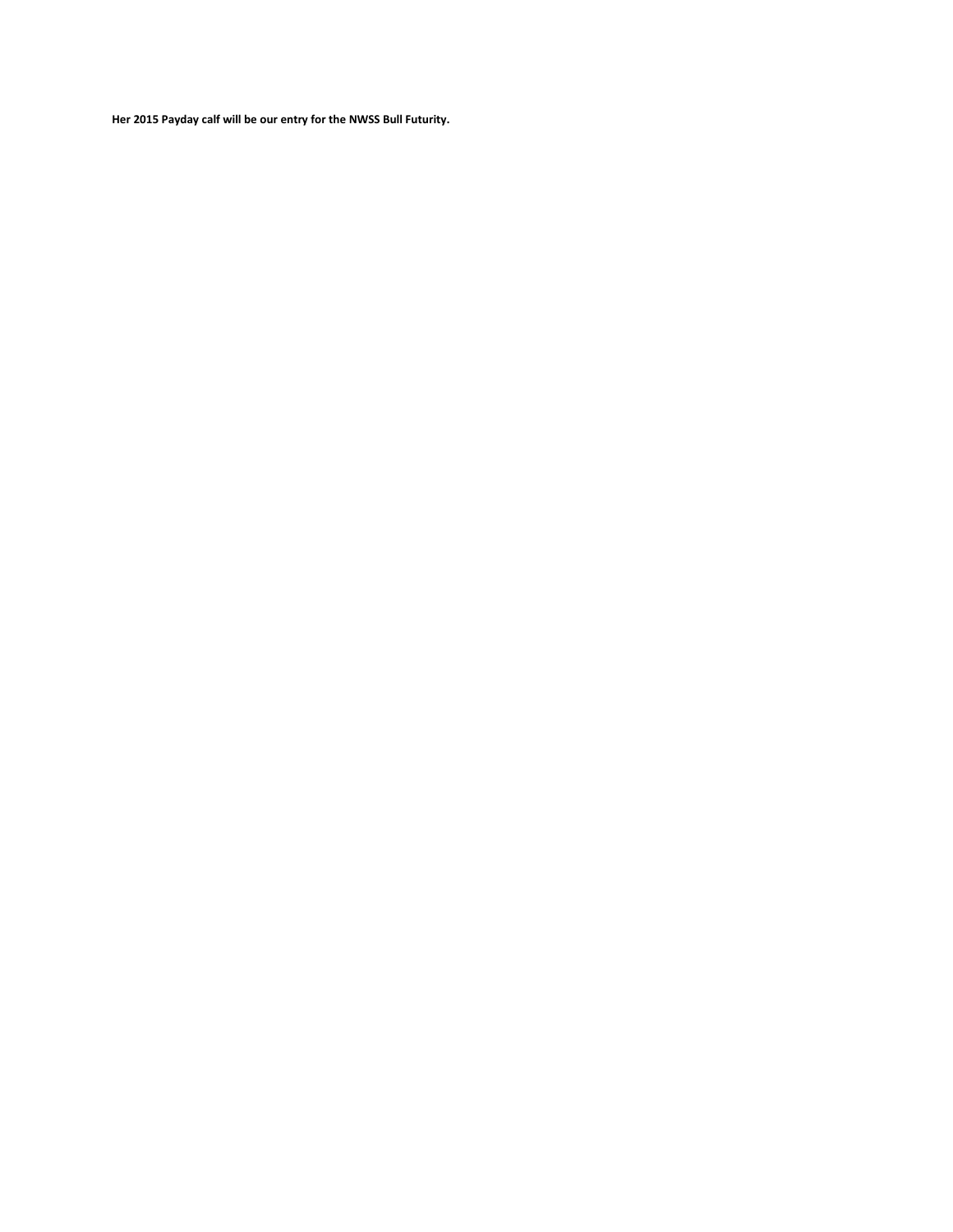**Her 2015 Payday calf will be our entry for the NWSS Bull Futurity.**